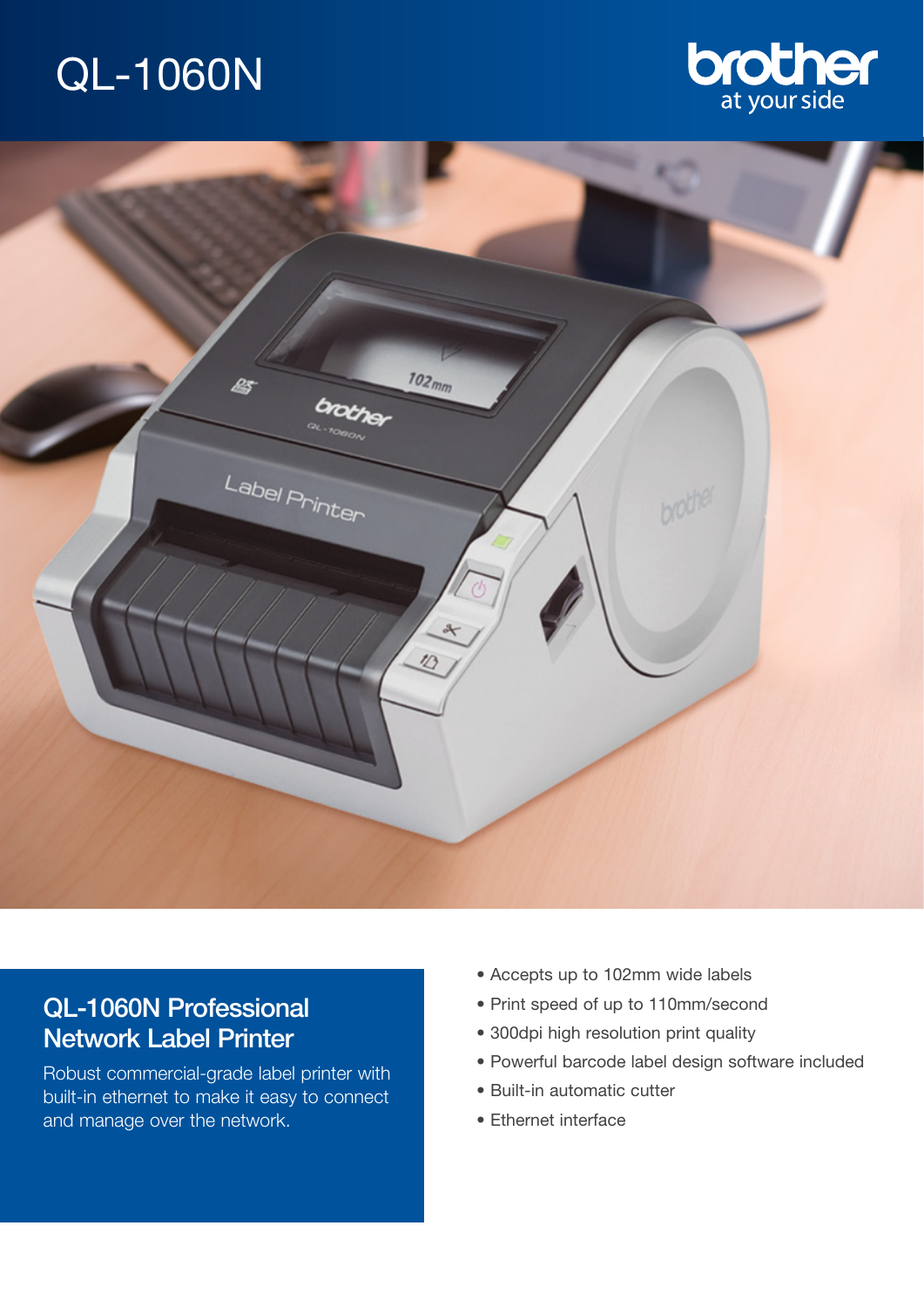# QL-1060N

brother
at your side

## QL-1060N Professional Network Label Printer

Robust commercial-grade label printer with built-in ethernet to make it easy to connect and manage over the network.

- Accepts up to 102mm wide labels
- Print speed of up to 110mm/second
- 300dpi high resolution print quality
- Powerful barcode label design software included
- Built-in automatic cutter
- Ethernet interface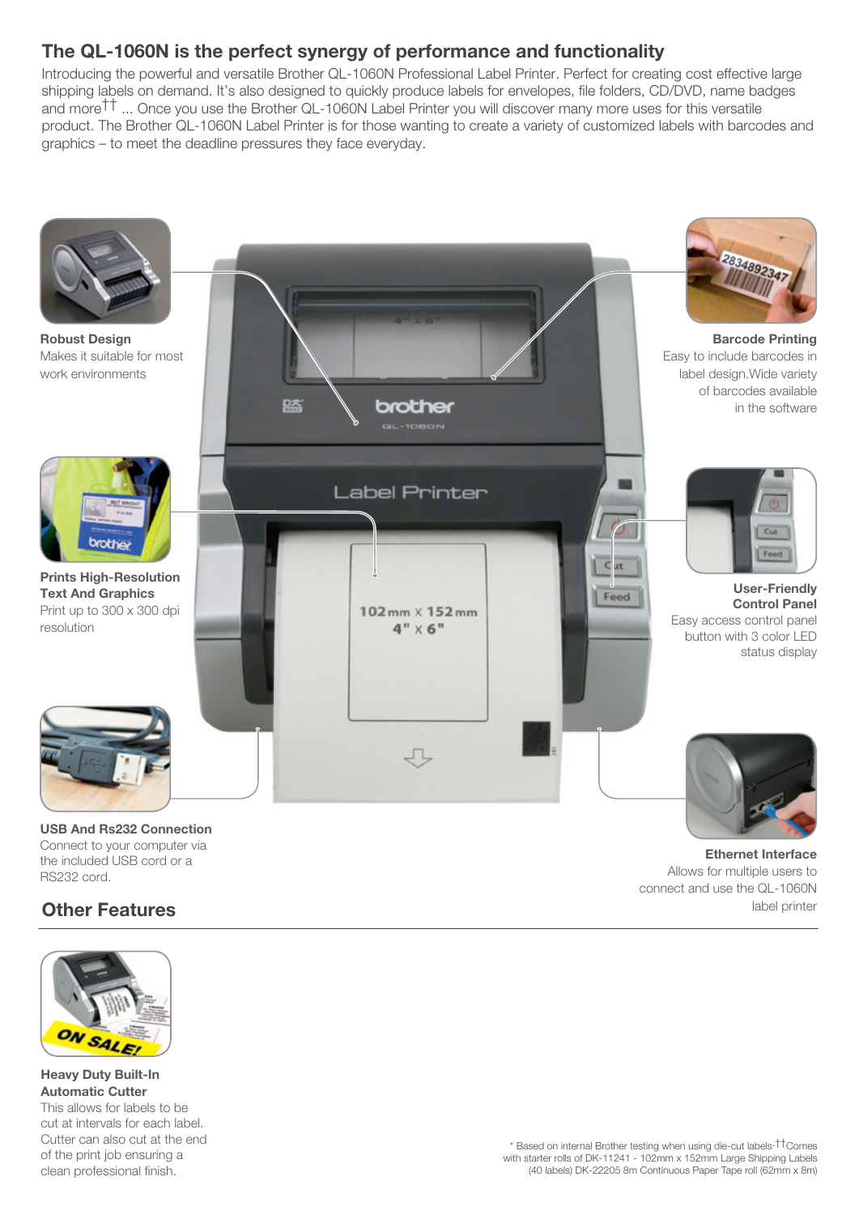## The QL-1060N is the perfect synergy of performance and functionality

Introducing the powerful and versatile Brother QL-1060N Professional Label Printer. Perfect for creating cost effective large shipping labels on demand. It's also designed to quickly produce labels for envelopes, file folders, CD/DVD, name badges and more[††] ... Once you use the Brother QL-1060N Label Printer you will discover many more uses for this versatile product. The Brother QL-1060N Label Printer is for those wanting to create a variety of customized labels with barcodes and graphics – to meet the deadline pressures they face everyday.

**Robust Design**
Makes it suitable for most work environments

**Barcode Printing**
Easy to include barcodes in label design.Wide variety of barcodes available in the software

**Prints High-Resolution Text And Graphics**
Print up to 300 x 300 dpi resolution

**User-Friendly Control Panel**
Easy access control panel button with 3 color LED status display

**USB And Rs232 Connection**
Connect to your computer via the included USB cord or a RS232 cord.

**Ethernet Interface**
Allows for multiple users to connect and use the QL-1060N label printer

## Other Features

**Heavy Duty Built-In Automatic Cutter**
This allows for labels to be cut at intervals for each label. Cutter can also cut at the end of the print job ensuring a clean professional finish.

\* Based on internal Brother testing when using die-cut labels. [††]Comes with starter rolls of DK-11241 - 102mm x 152mm Large Shipping Labels (40 labels) DK-22205 8m Continuous Paper Tape roll (62mm x 8m)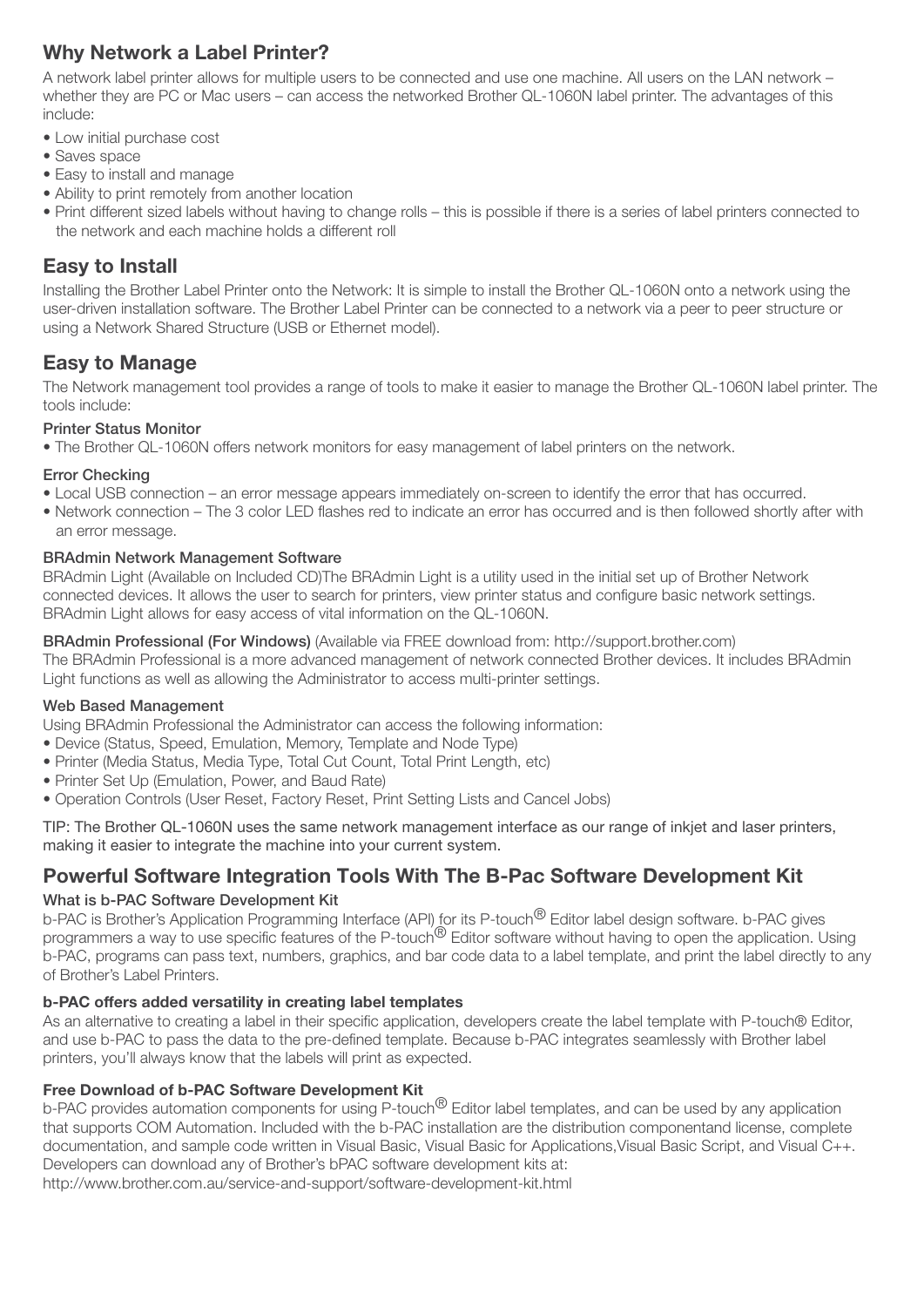## Why Network a Label Printer?

A network label printer allows for multiple users to be connected and use one machine. All users on the LAN network – whether they are PC or Mac users – can access the networked Brother QL-1060N label printer. The advantages of this include:

- Low initial purchase cost
- Saves space
- Easy to install and manage
- Ability to print remotely from another location
- Print different sized labels without having to change rolls – this is possible if there is a series of label printers connected to the network and each machine holds a different roll

## Easy to Install

Installing the Brother Label Printer onto the Network: It is simple to install the Brother QL-1060N onto a network using the user-driven installation software. The Brother Label Printer can be connected to a network via a peer to peer structure or using a Network Shared Structure (USB or Ethernet model).

## Easy to Manage

The Network management tool provides a range of tools to make it easier to manage the Brother QL-1060N label printer. The tools include:

**Printer Status Monitor**

- The Brother QL-1060N offers network monitors for easy management of label printers on the network.

**Error Checking**

- Local USB connection – an error message appears immediately on-screen to identify the error that has occurred.
- Network connection – The 3 color LED flashes red to indicate an error has occurred and is then followed shortly after with an error message.

**BRAdmin Network Management Software**

BRAdmin Light (Available on Included CD)The BRAdmin Light is a utility used in the initial set up of Brother Network connected devices. It allows the user to search for printers, view printer status and configure basic network settings. BRAdmin Light allows for easy access of vital information on the QL-1060N.

**BRAdmin Professional (For Windows)** (Available via FREE download from: http://support.brother.com)

The BRAdmin Professional is a more advanced management of network connected Brother devices. It includes BRAdmin Light functions as well as allowing the Administrator to access multi-printer settings.

**Web Based Management**

Using BRAdmin Professional the Administrator can access the following information:

- Device (Status, Speed, Emulation, Memory, Template and Node Type)
- Printer (Media Status, Media Type, Total Cut Count, Total Print Length, etc)
- Printer Set Up (Emulation, Power, and Baud Rate)
- Operation Controls (User Reset, Factory Reset, Print Setting Lists and Cancel Jobs)

TIP: The Brother QL-1060N uses the same network management interface as our range of inkjet and laser printers, making it easier to integrate the machine into your current system.

## Powerful Software Integration Tools With The B-Pac Software Development Kit

**What is b-PAC Software Development Kit**

b-PAC is Brother's Application Programming Interface (API) for its P-touch® Editor label design software. b-PAC gives programmers a way to use specific features of the P-touch® Editor software without having to open the application. Using b-PAC, programs can pass text, numbers, graphics, and bar code data to a label template, and print the label directly to any of Brother's Label Printers.

**b-PAC offers added versatility in creating label templates**

As an alternative to creating a label in their specific application, developers create the label template with P-touch® Editor, and use b-PAC to pass the data to the pre-defined template. Because b-PAC integrates seamlessly with Brother label printers, you'll always know that the labels will print as expected.

**Free Download of b-PAC Software Development Kit**

b-PAC provides automation components for using P-touch® Editor label templates, and can be used by any application that supports COM Automation. Included with the b-PAC installation are the distribution componentand license, complete documentation, and sample code written in Visual Basic, Visual Basic for Applications,Visual Basic Script, and Visual C++. Developers can download any of Brother's bPAC software development kits at:

http://www.brother.com.au/service-and-support/software-development-kit.html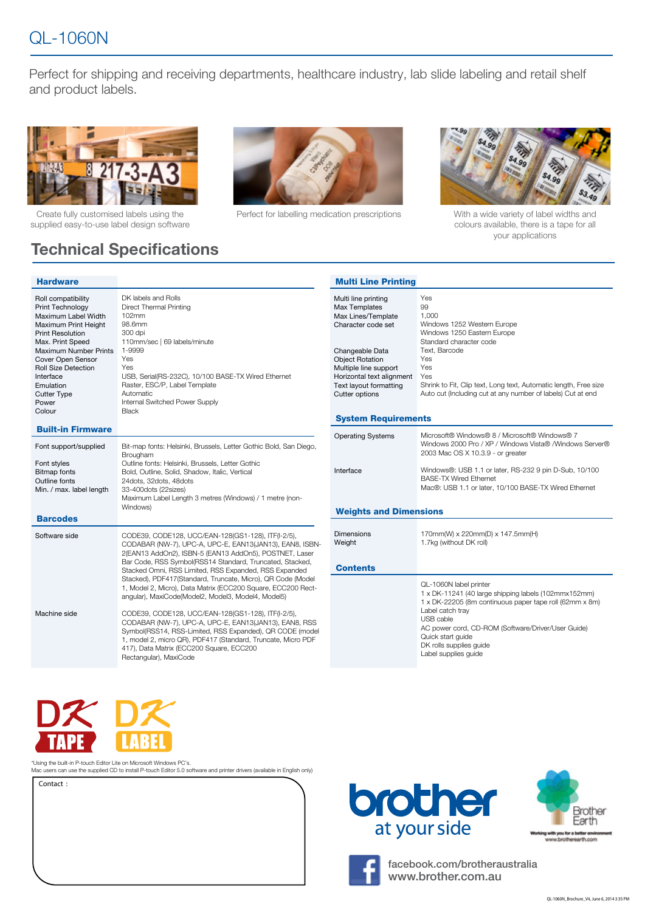# QL-1060N

Perfect for shipping and receiving departments, healthcare industry, lab slide labeling and retail shelf and product labels.

Create fully customised labels using the supplied easy-to-use label design software

Perfect for labelling medication prescriptions

With a wide variety of label widths and colours available, there is a tape for all your applications

## Technical Specifications

### Hardware

| | |
|---|---|
| Roll compatibility | DK labels and Rolls |
| Print Technology | Direct Thermal Printing |
| Maximum Label Width | 102mm |
| Maximum Print Height | 98.6mm |
| Print Resolution | 300 dpi |
| Max. Print Speed | 110mm/sec \| 69 labels/minute |
| Maximum Number Prints | 1-9999 |
| Cover Open Sensor | Yes |
| Roll Size Detection | Yes |
| Interface | USB, Serial(RS-232C), 10/100 BASE-TX Wired Ethernet |
| Emulation | Raster, ESC/P, Label Template |
| Cutter Type | Automatic |
| Power | Internal Switched Power Supply |
| Colour | Black |

### Built-in Firmware

| | |
|---|---|
| Font support/supplied | Bit-map fonts: Helsinki, Brussels, Letter Gothic Bold, San Diego, Brougham<br>Outline fonts: Helsinki, Brussels, Letter Gothic |
| Font styles | Bold, Outline, Solid, Shadow, Italic, Vertical |
| Bitmap fonts | 24dots, 32dots, 48dots |
| Outline fonts | 33-400dots (22sizes) |
| Min. / max. label length | Maximum Label Length 3 metres (Windows) / 1 metre (non-Windows) |

### Barcodes

| | |
|---|---|
| Software side | CODE39, CODE128, UCC/EAN-128(GS1-128), ITF(I-2/5), CODABAR (NW-7), UPC-A, UPC-E, EAN13(JAN13), EAN8, ISBN-2(EAN13 AddOn2), ISBN-5 (EAN13 AddOn5), POSTNET, Laser Bar Code, RSS Symbol(RSS14 Standard, Truncated, Stacked, Stacked Omni, RSS Limited, RSS Expanded, RSS Expanded Stacked), PDF417(Standard, Truncate, Micro), QR Code (Model 1, Model 2, Micro), Data Matrix (ECC200 Square, ECC200 Rect-angular), MaxiCode(Model2, Model3, Model4, Model5) |
| Machine side | CODE39, CODE128, UCC/EAN-128(GS1-128), ITF(I-2/5), CODABAR (NW-7), UPC-A, UPC-E, EAN13(JAN13), EAN8, RSS Symbol(RSS14, RSS-Limited, RSS Expanded), QR CODE (model 1, model 2, micro QR), PDF417 (Standard, Truncate, Micro PDF 417), Data Matrix (ECC200 Square, ECC200 Rectangular), MaxiCode |

### Multi Line Printing

| | |
|---|---|
| Multi line printing | Yes |
| Max Templates | 99 |
| Max Lines/Template | 1,000 |
| Character code set | Windows 1252 Western Europe<br>Windows 1250 Eastern Europe<br>Standard character code |
| Changeable Data | Text, Barcode |
| Object Rotation | Yes |
| Multiple line support | Yes |
| Horizontal text alignment | Yes |
| Text layout formatting | Shrink to Fit, Clip text, Long text, Automatic length, Free size |
| Cutter options | Auto cut (Including cut at any number of labels) Cut at end |

### System Requirements

| | |
|---|---|
| Operating Systems | Microsoft® Windows® 8 / Microsoft® Windows® 7<br>Windows 2000 Pro / XP / Windows Vista® /Windows Server® 2003 Mac OS X 10.3.9 - or greater |
| Interface | Windows®: USB 1.1 or later, RS-232 9 pin D-Sub, 10/100 BASE-TX Wired Ethernet<br>Mac®: USB 1.1 or later, 10/100 BASE-TX Wired Ethernet |

### Weights and Dimensions

| | |
|---|---|
| Dimensions | 170mm(W) x 220mm(D) x 147.5mm(H) |
| Weight | 1.7kg (without DK roll) |

### Contents

- QL-1060N label printer
- 1 x DK-11241 (40 large shipping labels (102mmx152mm)
- 1 x DK-22205 (8m continuous paper tape roll (62mm x 8m)
- Label catch tray
- USB cable
- AC power cord, CD-ROM (Software/Driver/User Guide)
- Quick start guide
- DK rolls supplies guide
- Label supplies guide

DK TAPE DK LABEL

*Using the built-in P-touch Editor Lite on Microsoft Windows PC's.
Mac users can use the supplied CD to install P-touch Editor 5.0 software and printer drivers (available in English only)

Contact :

brother at your side

Brother Earth
Working with you for a better environment
www.brotherearth.com

facebook.com/brotheraustralia
www.brother.com.au

QL-1060N_Brochure_V4, June 6, 2014 3:35 PM